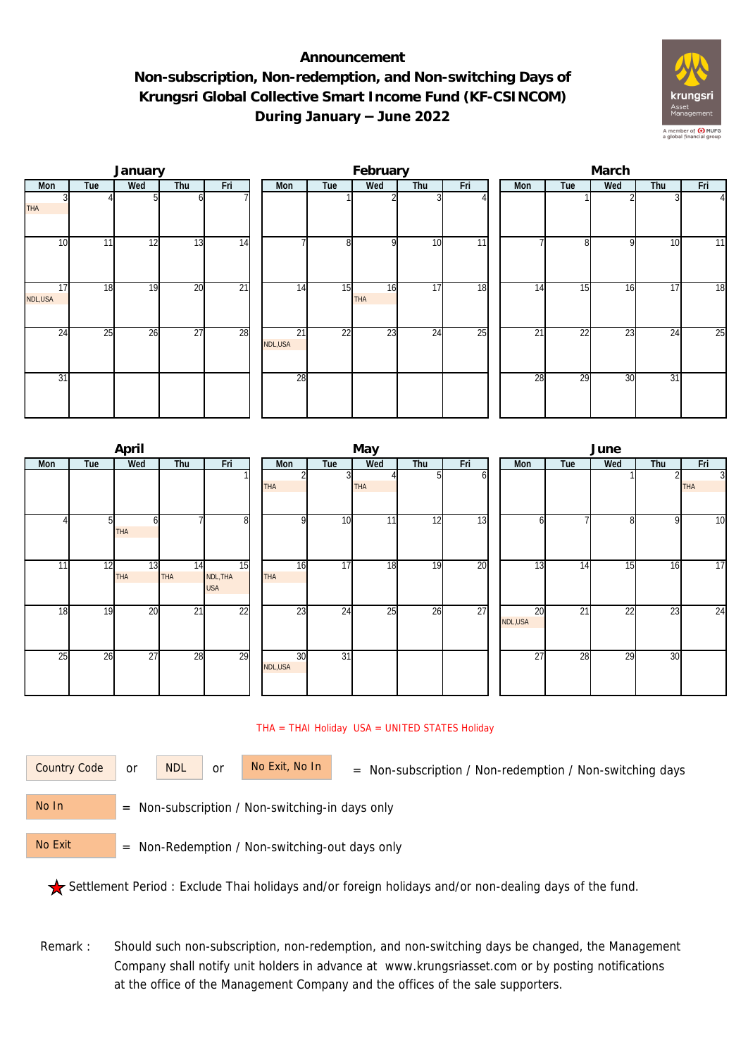# Announcement
## Non-subscription, Non-redemption, and Non-switching Days of Krungsri Global Collective Smart Income Fund (KF-CSINCOM) During January – June 2022

### January

| Mon | Tue | Wed | Thu | Fri |
|---|---|---|---|---|
| 3 THA | 4 | 5 | 6 | 7 |
| 10 | 11 | 12 | 13 | 14 |
| 17 NDL,USA | 18 | 19 | 20 | 21 |
| 24 | 25 | 26 | 27 | 28 |
| 31 | | | | |

### February

| Mon | Tue | Wed | Thu | Fri |
|---|---|---|---|---|
| | 1 | 2 | 3 | 4 |
| 7 | 8 | 9 | 10 | 11 |
| 14 | 15 | 16 THA | 17 | 18 |
| 21 NDL,USA | 22 | 23 | 24 | 25 |
| 28 | | | | |

### March

| Mon | Tue | Wed | Thu | Fri |
|---|---|---|---|---|
| | 1 | 2 | 3 | 4 |
| 7 | 8 | 9 | 10 | 11 |
| 14 | 15 | 16 | 17 | 18 |
| 21 | 22 | 23 | 24 | 25 |
| 28 | 29 | 30 | 31 | |

### April

| Mon | Tue | Wed | Thu | Fri |
|---|---|---|---|---|
| | | | | 1 |
| 4 | 5 | 6 THA | 7 | 8 |
| 11 | 12 | 13 THA | 14 THA | 15 NDL,THA USA |
| 18 | 19 | 20 | 21 | 22 |
| 25 | 26 | 27 | 28 | 29 |

### May

| Mon | Tue | Wed | Thu | Fri |
|---|---|---|---|---|
| 2 THA | 3 | 4 THA | 5 | 6 |
| 9 | 10 | 11 | 12 | 13 |
| 16 THA | 17 | 18 | 19 | 20 |
| 23 | 24 | 25 | 26 | 27 |
| 30 NDL,USA | 31 | | | |

### June

| Mon | Tue | Wed | Thu | Fri |
|---|---|---|---|---|
| | | 1 | 2 | 3 THA |
| 6 | 7 | 8 | 9 | 10 |
| 13 | 14 | 15 | 16 | 17 |
| 20 NDL,USA | 21 | 22 | 23 | 24 |
| 27 | 28 | 29 | 30 | |

THA = THAI Holiday USA = UNITED STATES Holiday

Country Code or NDL or No Exit, No In = Non-subscription / Non-redemption / Non-switching days

No In = Non-subscription / Non-switching-in days only

No Exit = Non-Redemption / Non-switching-out days only

★ Settlement Period : Exclude Thai holidays and/or foreign holidays and/or non-dealing days of the fund.

Remark : Should such non-subscription, non-redemption, and non-switching days be changed, the Management Company shall notify unit holders in advance at www.krungsriasset.com or by posting notifications at the office of the Management Company and the offices of the sale supporters.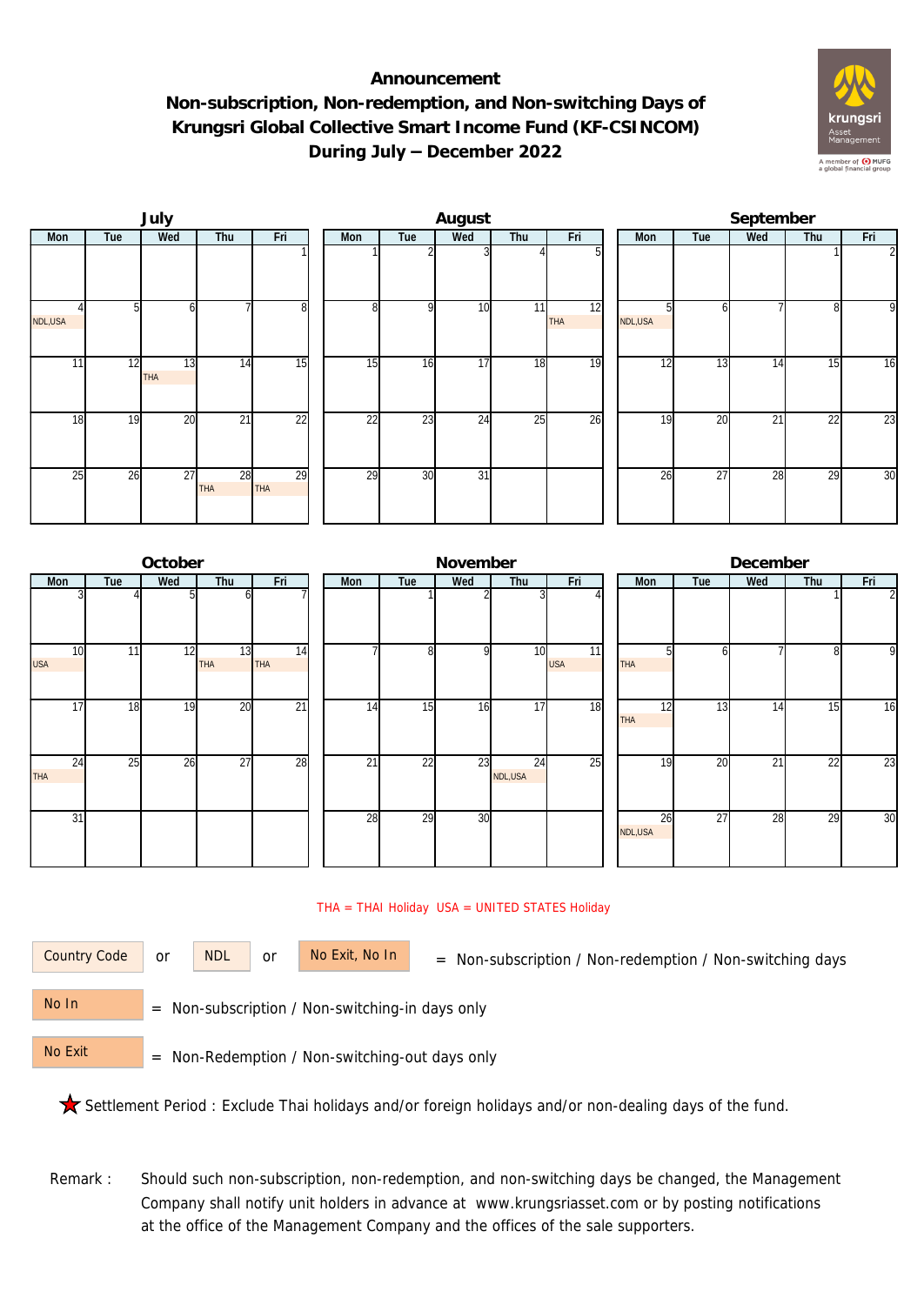**Announcement**
**Non-subscription, Non-redemption, and Non-switching Days of Krungsri Global Collective Smart Income Fund (KF-CSINCOM)**
**During July – December 2022**

### July

| Mon | Tue | Wed | Thu | Fri |
|---|---|---|---|---|
| | | | | 1 |
| 4 NDL,USA | 5 | 6 | 7 | 8 |
| 11 | 12 | 13 THA | 14 | 15 |
| 18 | 19 | 20 | 21 | 22 |
| 25 | 26 | 27 | 28 THA | 29 THA |

### August

| Mon | Tue | Wed | Thu | Fri |
|---|---|---|---|---|
| 1 | 2 | 3 | 4 | 5 |
| 8 | 9 | 10 | 11 | 12 THA |
| 15 | 16 | 17 | 18 | 19 |
| 22 | 23 | 24 | 25 | 26 |
| 29 | 30 | 31 | | |

### September

| Mon | Tue | Wed | Thu | Fri |
|---|---|---|---|---|
| | | | 1 | 2 |
| 5 NDL,USA | 6 | 7 | 8 | 9 |
| 12 | 13 | 14 | 15 | 16 |
| 19 | 20 | 21 | 22 | 23 |
| 26 | 27 | 28 | 29 | 30 |

### October

| Mon | Tue | Wed | Thu | Fri |
|---|---|---|---|---|
| 3 | 4 | 5 | 6 | 7 |
| 10 USA | 11 | 12 | 13 THA | 14 THA |
| 17 | 18 | 19 | 20 | 21 |
| 24 THA | 25 | 26 | 27 | 28 |
| 31 | | | | |

### November

| Mon | Tue | Wed | Thu | Fri |
|---|---|---|---|---|
| | 1 | 2 | 3 | 4 |
| 7 | 8 | 9 | 10 | 11 USA |
| 14 | 15 | 16 | 17 | 18 |
| 21 | 22 | 23 | 24 NDL,USA | 25 |
| 28 | 29 | 30 | | |

### December

| Mon | Tue | Wed | Thu | Fri |
|---|---|---|---|---|
| | | | 1 | 2 |
| 5 THA | 6 | 7 | 8 | 9 |
| 12 THA | 13 | 14 | 15 | 16 |
| 19 | 20 | 21 | 22 | 23 |
| 26 NDL,USA | 27 | 28 | 29 | 30 |

THA = THAI Holiday USA = UNITED STATES Holiday

Country Code or NDL or No Exit, No In = Non-subscription / Non-redemption / Non-switching days

No In = Non-subscription / Non-switching-in days only

No Exit = Non-Redemption / Non-switching-out days only

★ Settlement Period : Exclude Thai holidays and/or foreign holidays and/or non-dealing days of the fund.

Remark : Should such non-subscription, non-redemption, and non-switching days be changed, the Management Company shall notify unit holders in advance at www.krungsriasset.com or by posting notifications at the office of the Management Company and the offices of the sale supporters.